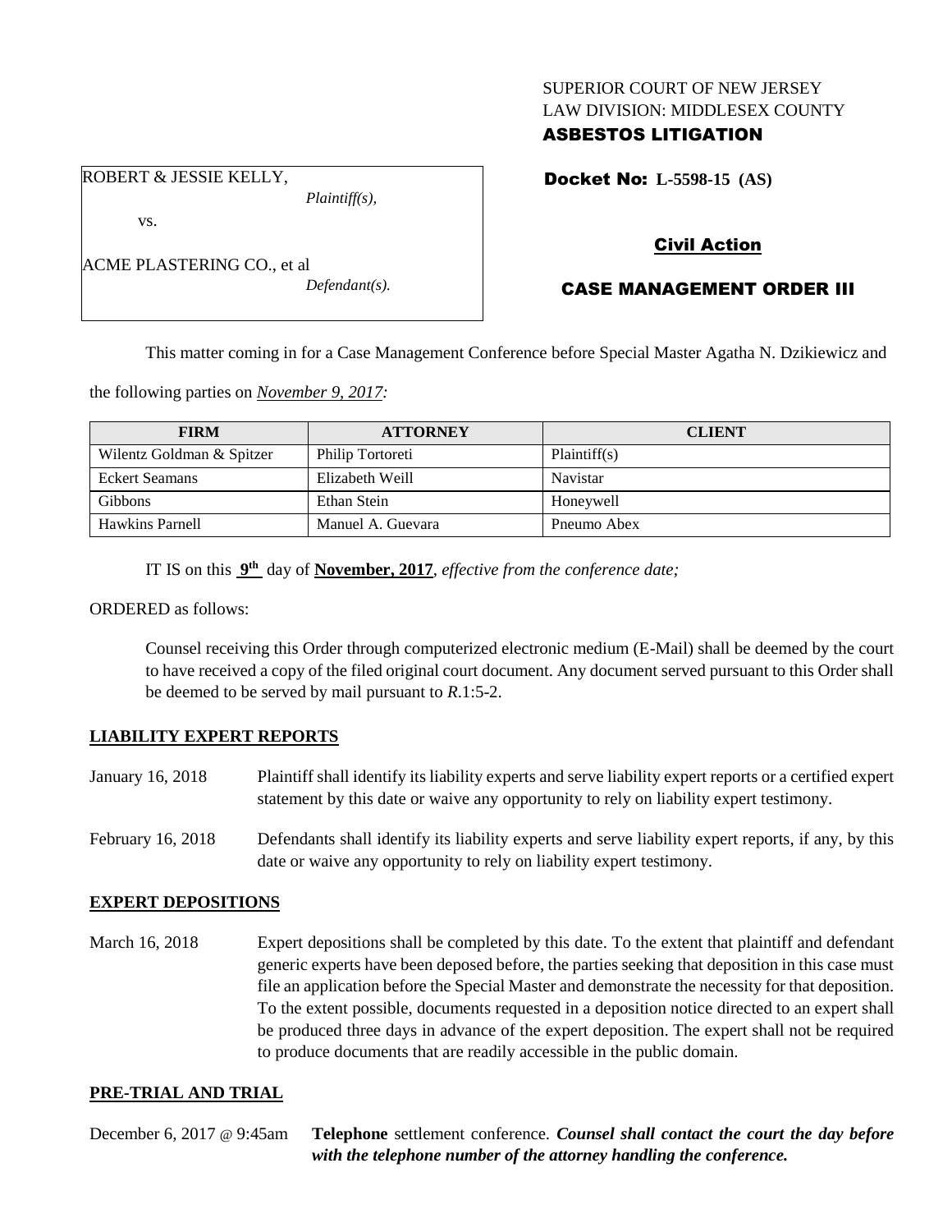SUPERIOR COURT OF NEW JERSEY
LAW DIVISION: MIDDLESEX COUNTY
**ASBESTOS LITIGATION**

ROBERT & JESSIE KELLY,
*Plaintiff(s),*
vs.
ACME PLASTERING CO., et al
*Defendant(s).*

**Docket No: L-5598-15 (AS)**

**Civil Action**

**CASE MANAGEMENT ORDER III**

This matter coming in for a Case Management Conference before Special Master Agatha N. Dzikiewicz and the following parties on *November 9, 2017:*

| FIRM | ATTORNEY | CLIENT |
|---|---|---|
| Wilentz Goldman & Spitzer | Philip Tortoreti | Plaintiff(s) |
| Eckert Seamans | Elizabeth Weill | Navistar |
| Gibbons | Ethan Stein | Honeywell |
| Hawkins Parnell | Manuel A. Guevara | Pneumo Abex |

IT IS on this **9th** day of **November, 2017**, *effective from the conference date;*

ORDERED as follows:

Counsel receiving this Order through computerized electronic medium (E-Mail) shall be deemed by the court to have received a copy of the filed original court document. Any document served pursuant to this Order shall be deemed to be served by mail pursuant to *R*.1:5-2.

**LIABILITY EXPERT REPORTS**

January 16, 2018 — Plaintiff shall identify its liability experts and serve liability expert reports or a certified expert statement by this date or waive any opportunity to rely on liability expert testimony.

February 16, 2018 — Defendants shall identify its liability experts and serve liability expert reports, if any, by this date or waive any opportunity to rely on liability expert testimony.

**EXPERT DEPOSITIONS**

March 16, 2018 — Expert depositions shall be completed by this date. To the extent that plaintiff and defendant generic experts have been deposed before, the parties seeking that deposition in this case must file an application before the Special Master and demonstrate the necessity for that deposition. To the extent possible, documents requested in a deposition notice directed to an expert shall be produced three days in advance of the expert deposition. The expert shall not be required to produce documents that are readily accessible in the public domain.

**PRE-TRIAL AND TRIAL**

December 6, 2017 @ 9:45am — **Telephone** settlement conference. ***Counsel shall contact the court the day before with the telephone number of the attorney handling the conference.***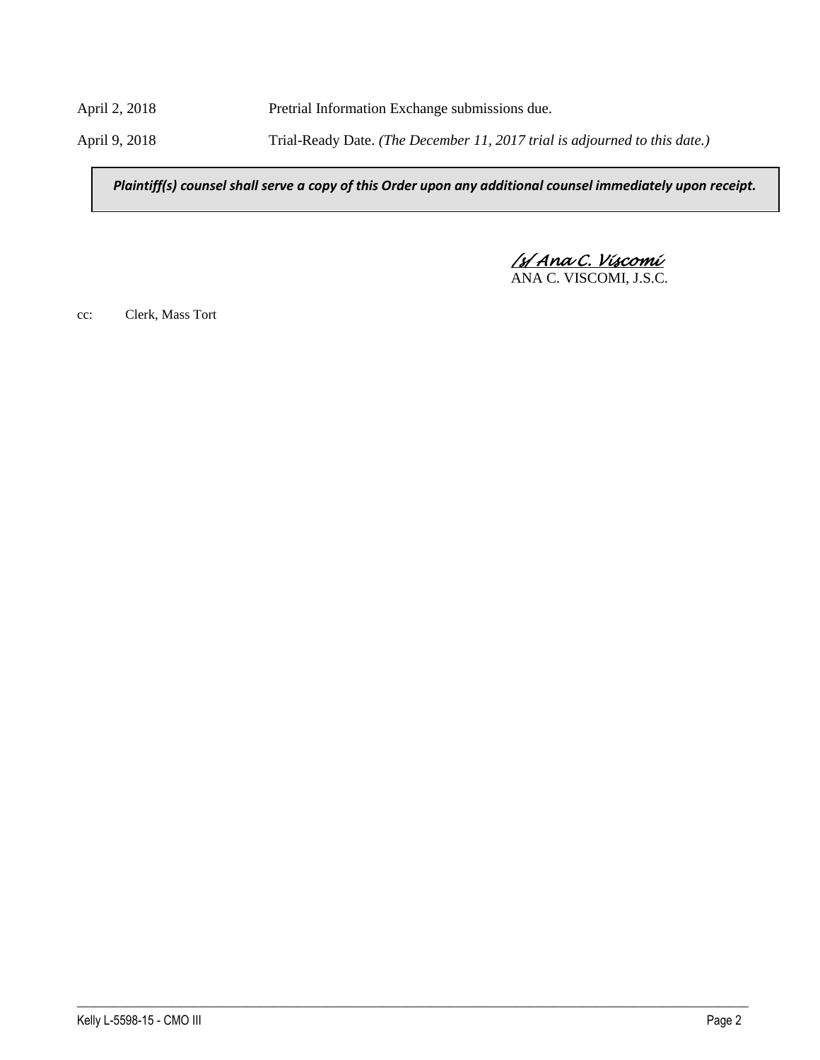| | |
| --- | --- |
| April 2, 2018 | Pretrial Information Exchange submissions due. |
| April 9, 2018 | Trial-Ready Date. *(The December 11, 2017 trial is adjourned to this date.)* |

***Plaintiff(s) counsel shall serve a copy of this Order upon any additional counsel immediately upon receipt.***

*/s/ Ana C. Viscomi*
ANA C. VISCOMI, J.S.C.

cc: Clerk, Mass Tort